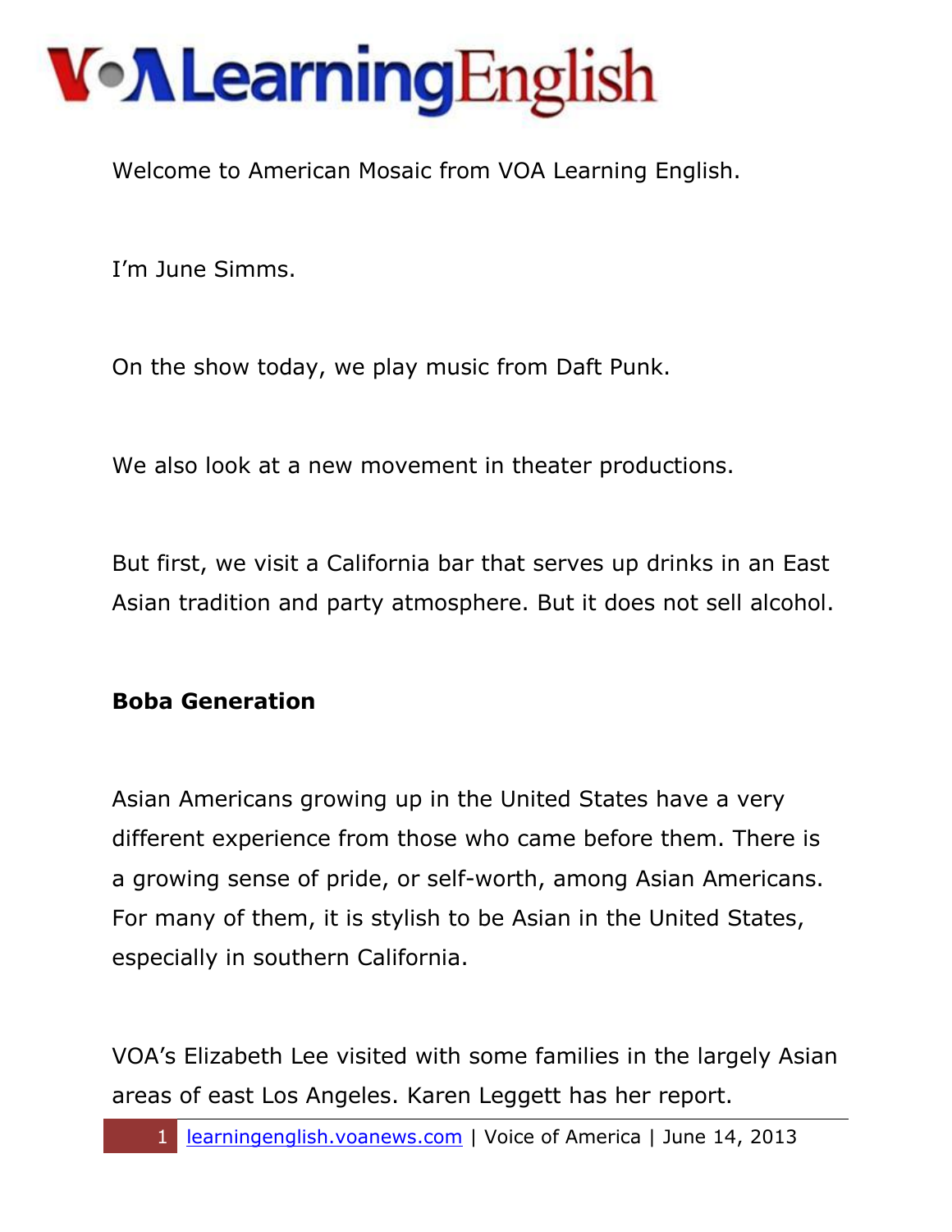Welcome to American Mosaic from VOA Learning English.

I'm June Simms.

On the show today, we play music from Daft Punk.

We also look at a new movement in theater productions.

But first, we visit a California bar that serves up drinks in an East Asian tradition and party atmosphere. But it does not sell alcohol.

**Boba Generation**

Asian Americans growing up in the United States have a very different experience from those who came before them. There is a growing sense of pride, or self-worth, among Asian Americans. For many of them, it is stylish to be Asian in the United States, especially in southern California.

VOA's Elizabeth Lee visited with some families in the largely Asian areas of east Los Angeles. Karen Leggett has her report.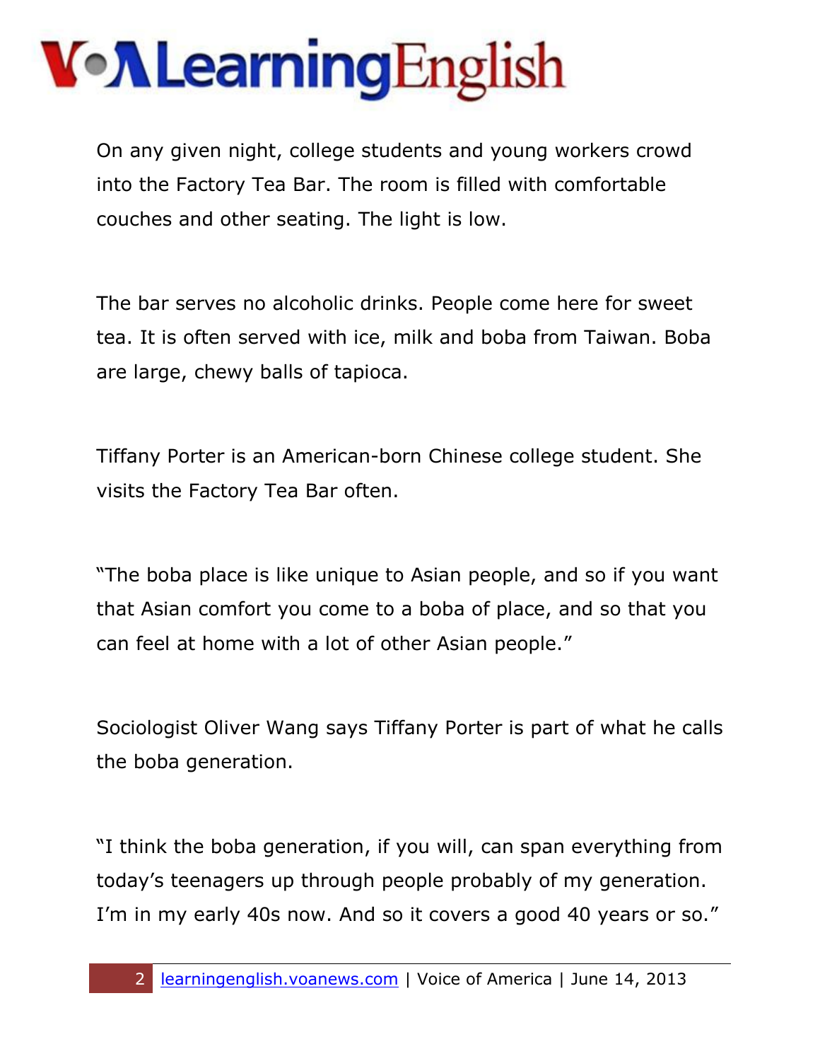On any given night, college students and young workers crowd into the Factory Tea Bar. The room is filled with comfortable couches and other seating. The light is low.

The bar serves no alcoholic drinks. People come here for sweet tea. It is often served with ice, milk and boba from Taiwan. Boba are large, chewy balls of tapioca.

Tiffany Porter is an American-born Chinese college student. She visits the Factory Tea Bar often.

"The boba place is like unique to Asian people, and so if you want that Asian comfort you come to a boba of place, and so that you can feel at home with a lot of other Asian people."

Sociologist Oliver Wang says Tiffany Porter is part of what he calls the boba generation.

"I think the boba generation, if you will, can span everything from today's teenagers up through people probably of my generation. I'm in my early 40s now. And so it covers a good 40 years or so."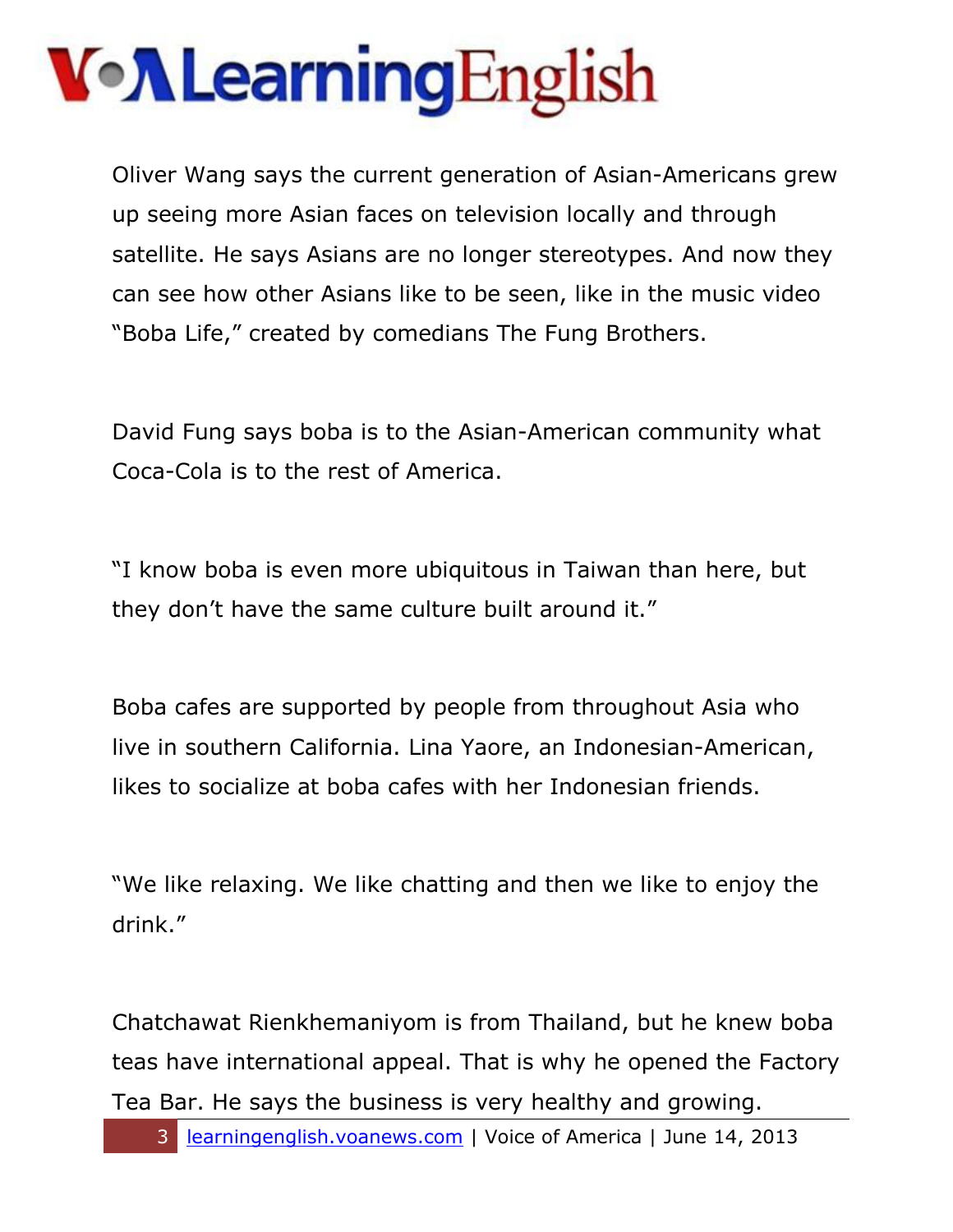Oliver Wang says the current generation of Asian-Americans grew up seeing more Asian faces on television locally and through satellite. He says Asians are no longer stereotypes. And now they can see how other Asians like to be seen, like in the music video "Boba Life," created by comedians The Fung Brothers.

David Fung says boba is to the Asian-American community what Coca-Cola is to the rest of America.

"I know boba is even more ubiquitous in Taiwan than here, but they don't have the same culture built around it."

Boba cafes are supported by people from throughout Asia who live in southern California. Lina Yaore, an Indonesian-American, likes to socialize at boba cafes with her Indonesian friends.

"We like relaxing. We like chatting and then we like to enjoy the drink."

Chatchawat Rienkhemaniyom is from Thailand, but he knew boba teas have international appeal. That is why he opened the Factory Tea Bar. He says the business is very healthy and growing.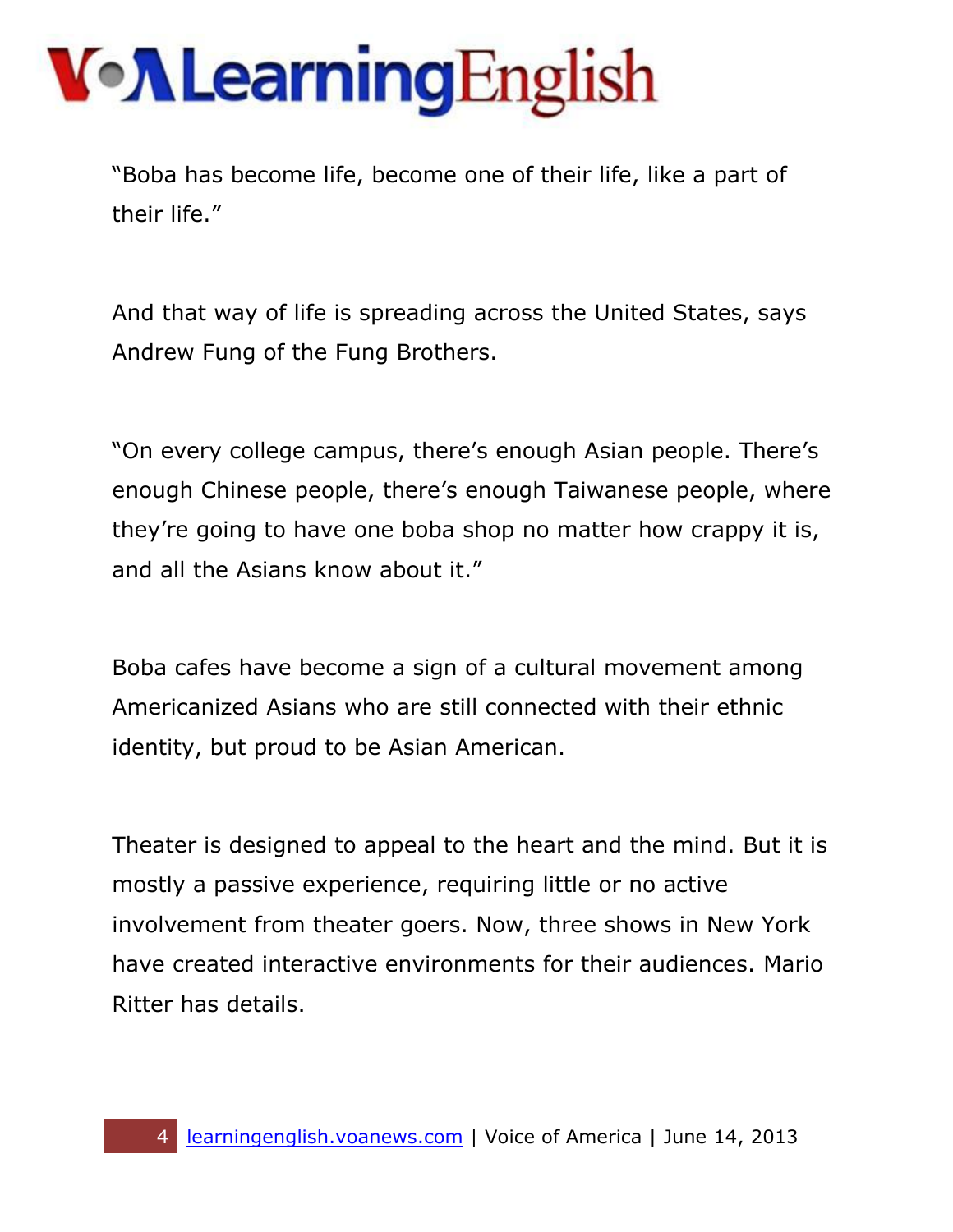"Boba has become life, become one of their life, like a part of their life."

And that way of life is spreading across the United States, says Andrew Fung of the Fung Brothers.

"On every college campus, there's enough Asian people. There's enough Chinese people, there's enough Taiwanese people, where they're going to have one boba shop no matter how crappy it is, and all the Asians know about it."

Boba cafes have become a sign of a cultural movement among Americanized Asians who are still connected with their ethnic identity, but proud to be Asian American.

Theater is designed to appeal to the heart and the mind. But it is mostly a passive experience, requiring little or no active involvement from theater goers. Now, three shows in New York have created interactive environments for their audiences. Mario Ritter has details.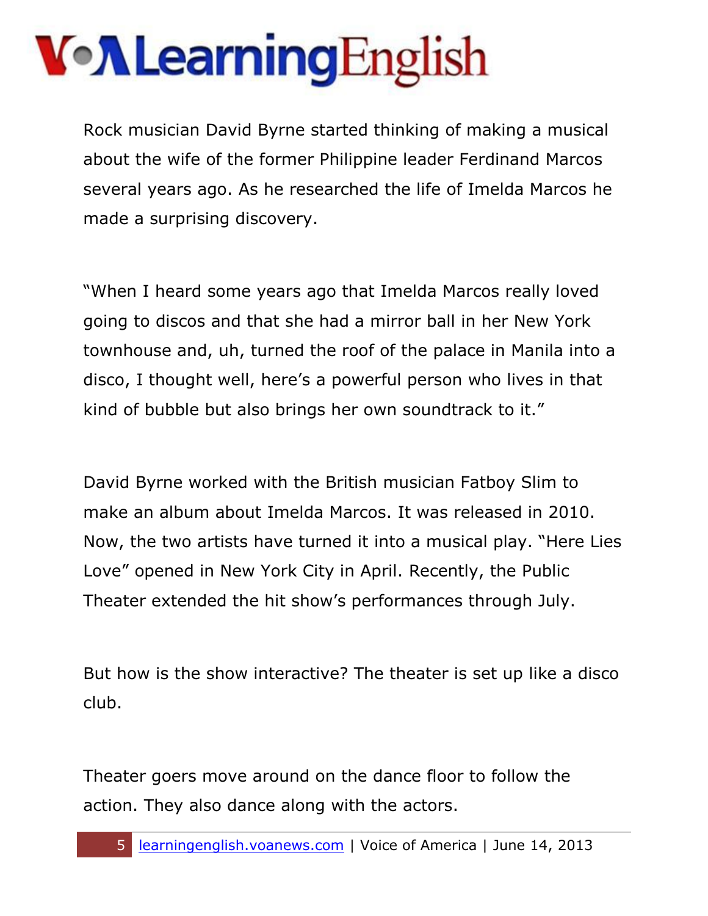Rock musician David Byrne started thinking of making a musical about the wife of the former Philippine leader Ferdinand Marcos several years ago. As he researched the life of Imelda Marcos he made a surprising discovery.

"When I heard some years ago that Imelda Marcos really loved going to discos and that she had a mirror ball in her New York townhouse and, uh, turned the roof of the palace in Manila into a disco, I thought well, here's a powerful person who lives in that kind of bubble but also brings her own soundtrack to it."

David Byrne worked with the British musician Fatboy Slim to make an album about Imelda Marcos. It was released in 2010. Now, the two artists have turned it into a musical play. "Here Lies Love" opened in New York City in April. Recently, the Public Theater extended the hit show's performances through July.

But how is the show interactive? The theater is set up like a disco club.

Theater goers move around on the dance floor to follow the action. They also dance along with the actors.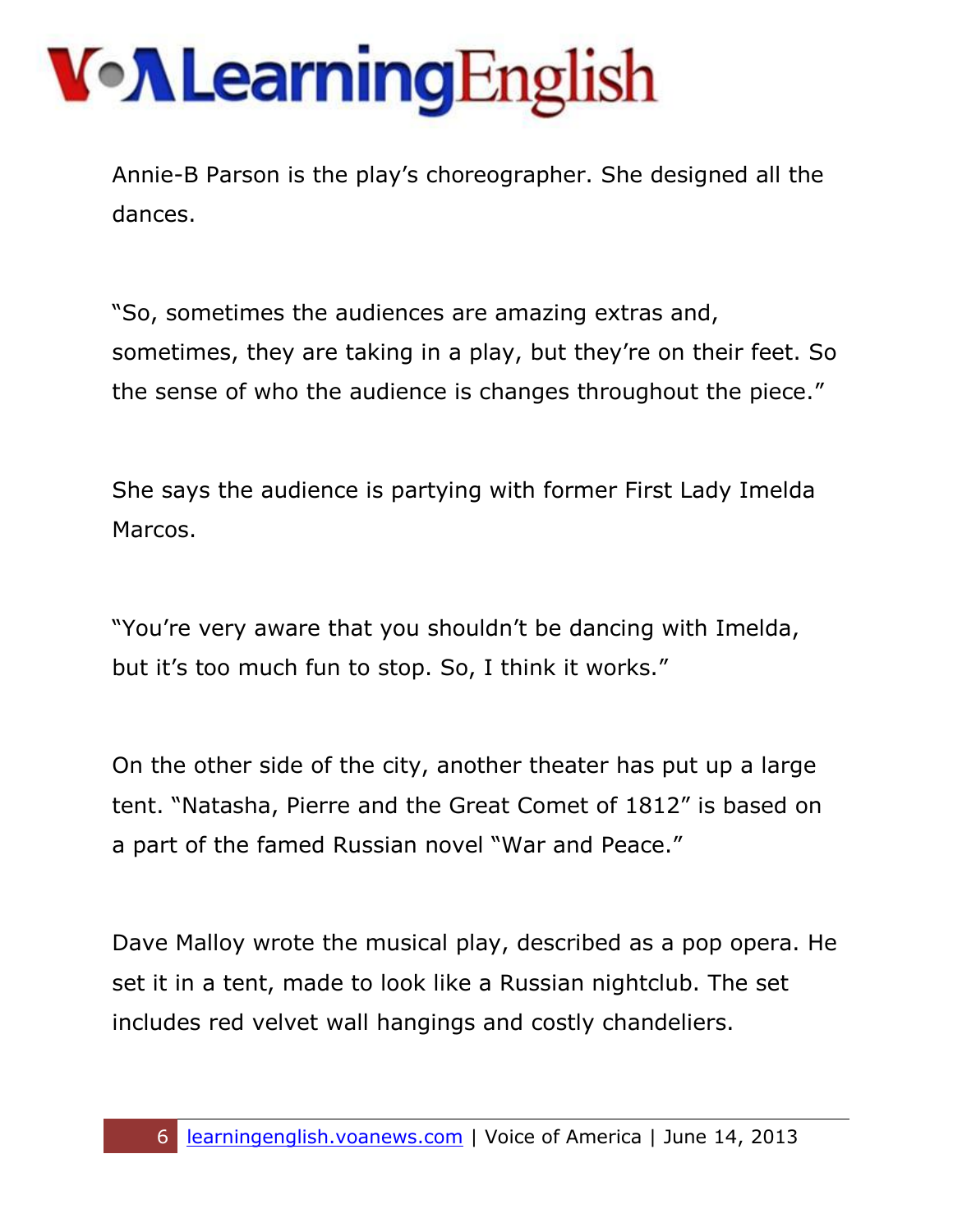Annie-B Parson is the play's choreographer. She designed all the dances.

"So, sometimes the audiences are amazing extras and, sometimes, they are taking in a play, but they're on their feet. So the sense of who the audience is changes throughout the piece."

She says the audience is partying with former First Lady Imelda Marcos.

"You're very aware that you shouldn't be dancing with Imelda, but it's too much fun to stop. So, I think it works."

On the other side of the city, another theater has put up a large tent. "Natasha, Pierre and the Great Comet of 1812" is based on a part of the famed Russian novel "War and Peace."

Dave Malloy wrote the musical play, described as a pop opera. He set it in a tent, made to look like a Russian nightclub. The set includes red velvet wall hangings and costly chandeliers.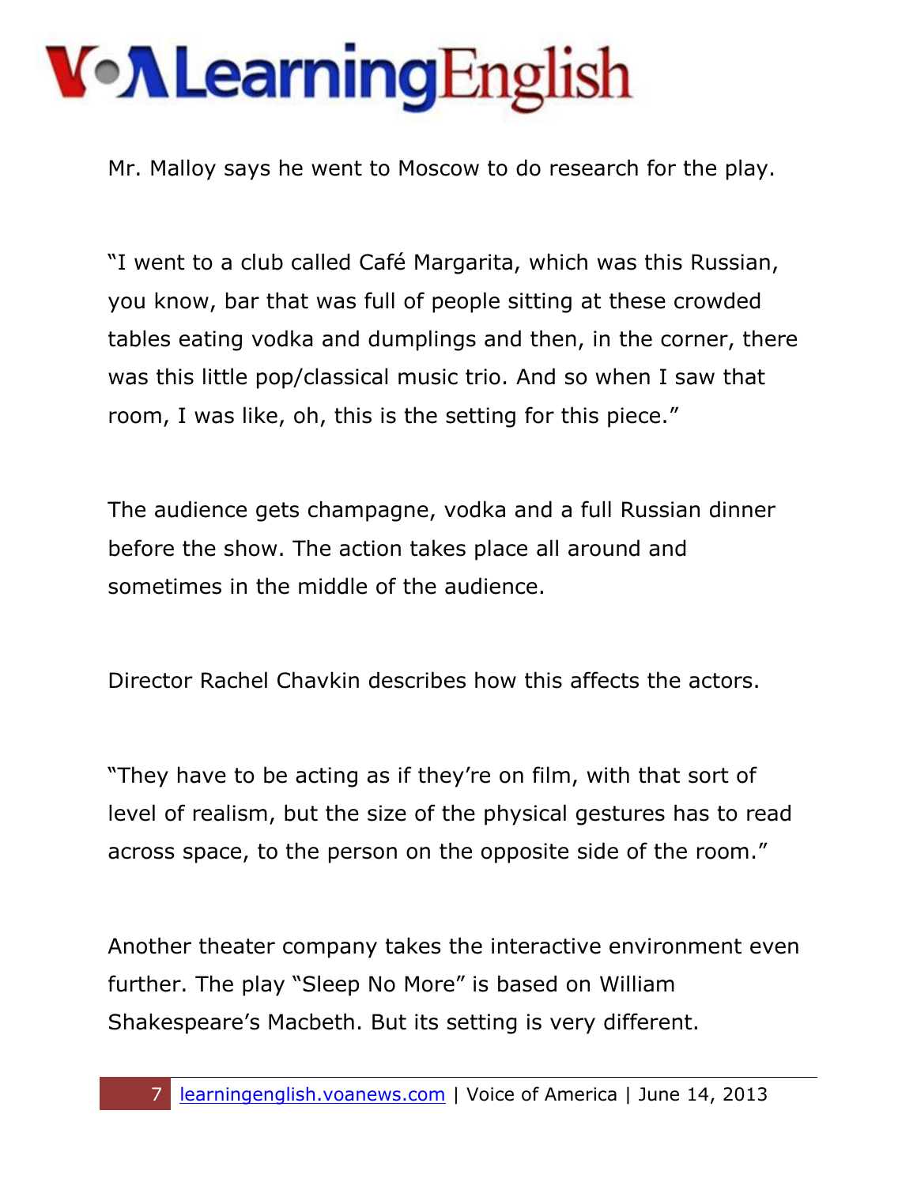Mr. Malloy says he went to Moscow to do research for the play.

"I went to a club called Café Margarita, which was this Russian, you know, bar that was full of people sitting at these crowded tables eating vodka and dumplings and then, in the corner, there was this little pop/classical music trio. And so when I saw that room, I was like, oh, this is the setting for this piece."

The audience gets champagne, vodka and a full Russian dinner before the show. The action takes place all around and sometimes in the middle of the audience.

Director Rachel Chavkin describes how this affects the actors.

"They have to be acting as if they're on film, with that sort of level of realism, but the size of the physical gestures has to read across space, to the person on the opposite side of the room."

Another theater company takes the interactive environment even further. The play "Sleep No More" is based on William Shakespeare's Macbeth. But its setting is very different.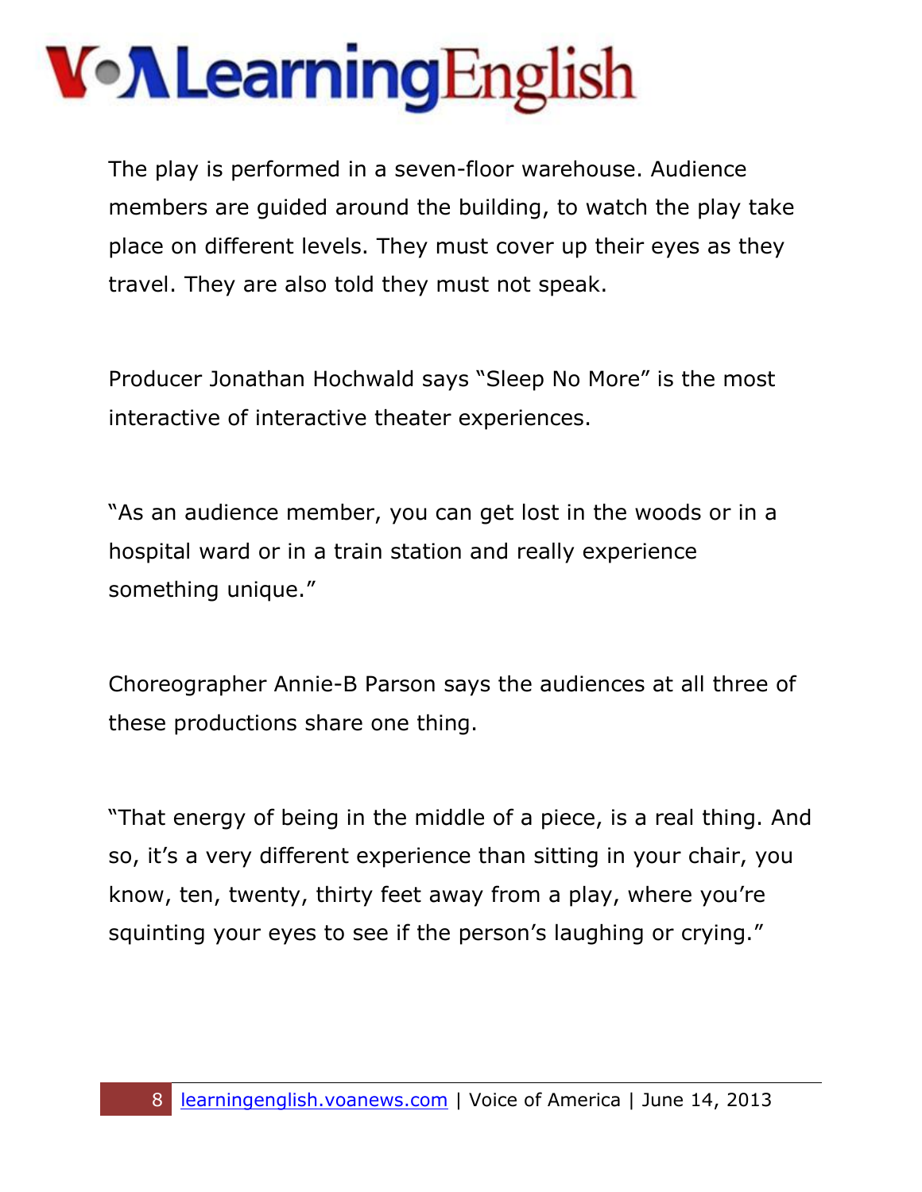The play is performed in a seven-floor warehouse. Audience members are guided around the building, to watch the play take place on different levels. They must cover up their eyes as they travel. They are also told they must not speak.

Producer Jonathan Hochwald says "Sleep No More" is the most interactive of interactive theater experiences.

"As an audience member, you can get lost in the woods or in a hospital ward or in a train station and really experience something unique."

Choreographer Annie-B Parson says the audiences at all three of these productions share one thing.

"That energy of being in the middle of a piece, is a real thing. And so, it's a very different experience than sitting in your chair, you know, ten, twenty, thirty feet away from a play, where you're squinting your eyes to see if the person's laughing or crying."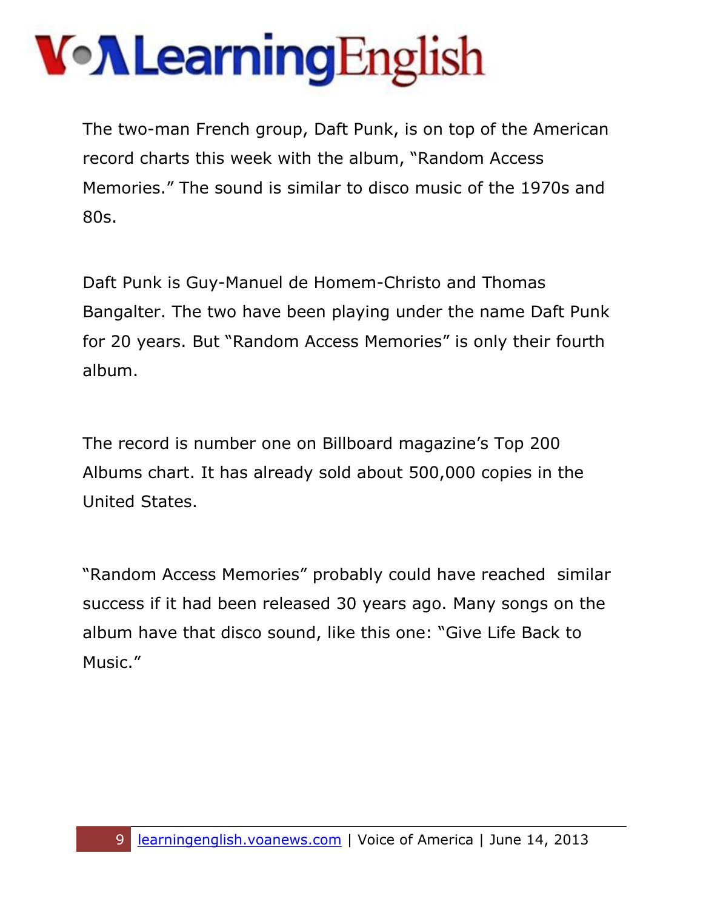The two-man French group, Daft Punk, is on top of the American record charts this week with the album, "Random Access Memories." The sound is similar to disco music of the 1970s and 80s.

Daft Punk is Guy-Manuel de Homem-Christo and Thomas Bangalter. The two have been playing under the name Daft Punk for 20 years. But "Random Access Memories" is only their fourth album.

The record is number one on Billboard magazine's Top 200 Albums chart. It has already sold about 500,000 copies in the United States.

"Random Access Memories" probably could have reached similar success if it had been released 30 years ago. Many songs on the album have that disco sound, like this one: "Give Life Back to Music."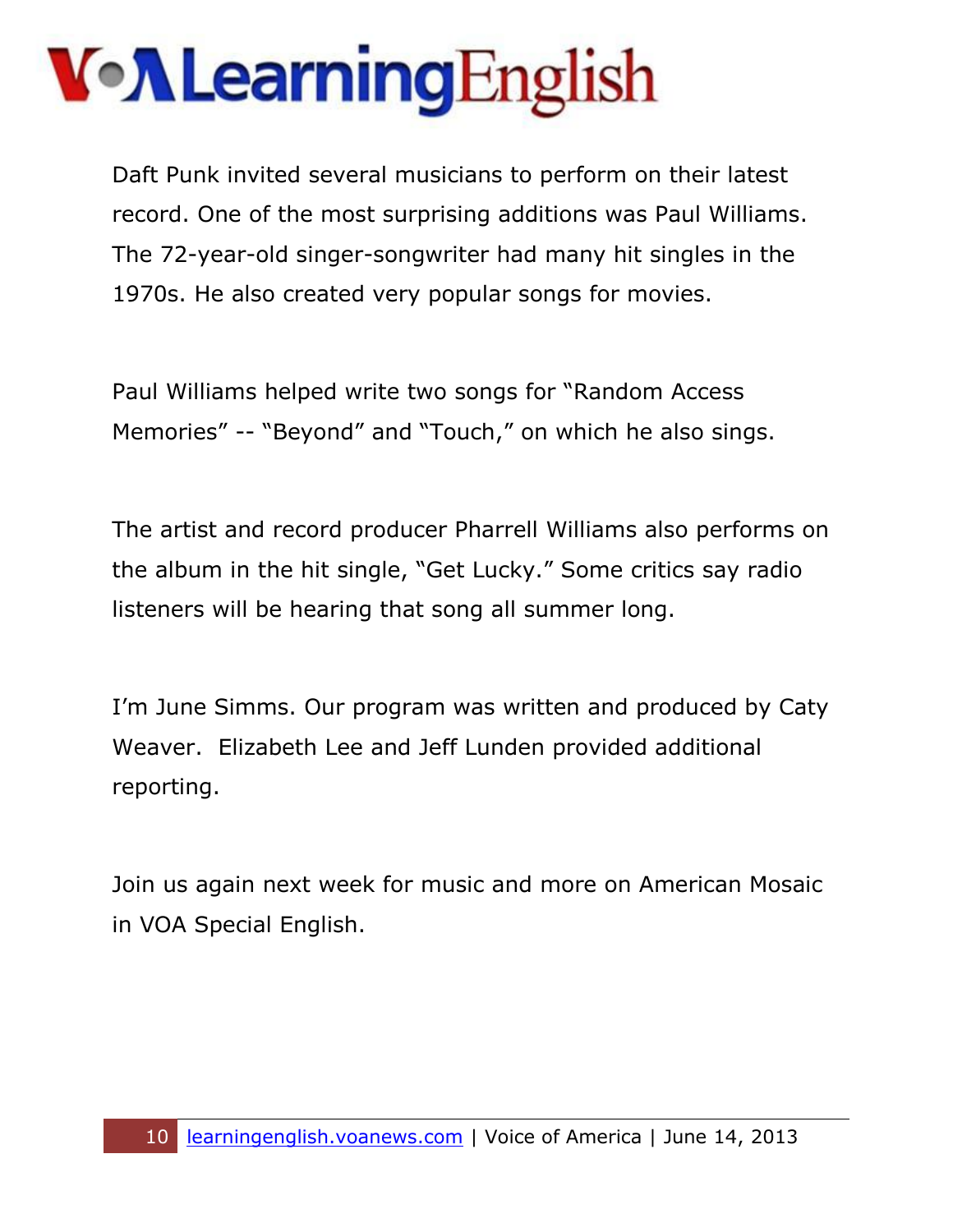Daft Punk invited several musicians to perform on their latest record. One of the most surprising additions was Paul Williams. The 72-year-old singer-songwriter had many hit singles in the 1970s. He also created very popular songs for movies.

Paul Williams helped write two songs for "Random Access Memories" -- "Beyond" and "Touch," on which he also sings.

The artist and record producer Pharrell Williams also performs on the album in the hit single, "Get Lucky." Some critics say radio listeners will be hearing that song all summer long.

I'm June Simms. Our program was written and produced by Caty Weaver. Elizabeth Lee and Jeff Lunden provided additional reporting.

Join us again next week for music and more on American Mosaic in VOA Special English.